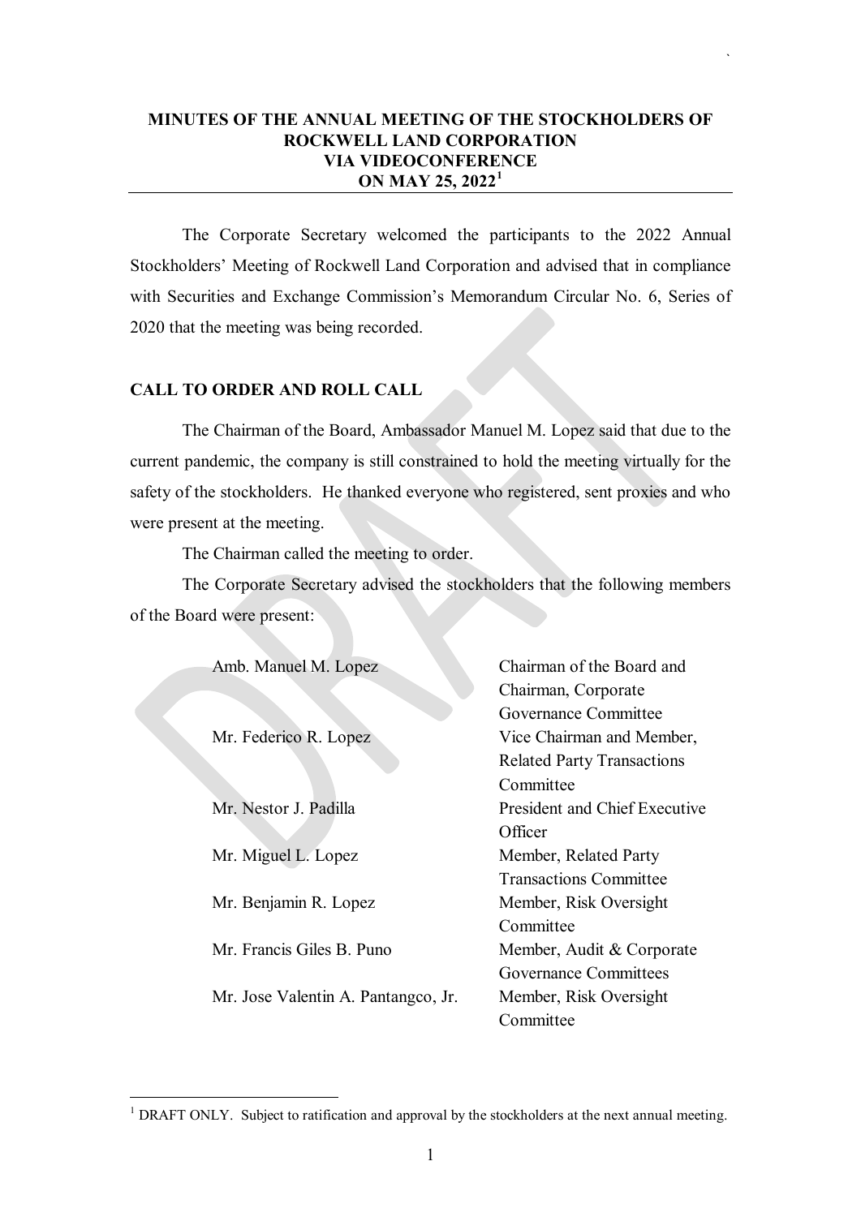# MINUTES OF THE ANNUAL MEETING OF THE STOCKHOLDERS OF ROCKWELL LAND CORPORATION VIA VIDEOCONFERENCE ON MAY 25, 2022[1]

The Corporate Secretary welcomed the participants to the 2022 Annual Stockholders' Meeting of Rockwell Land Corporation and advised that in compliance with Securities and Exchange Commission's Memorandum Circular No. 6, Series of 2020 that the meeting was being recorded.

## CALL TO ORDER AND ROLL CALL

The Chairman of the Board, Ambassador Manuel M. Lopez said that due to the current pandemic, the company is still constrained to hold the meeting virtually for the safety of the stockholders. He thanked everyone who registered, sent proxies and who were present at the meeting.

The Chairman called the meeting to order.

The Corporate Secretary advised the stockholders that the following members of the Board were present:

| | |
|---|---|
| Amb. Manuel M. Lopez | Chairman of the Board and Chairman, Corporate Governance Committee |
| Mr. Federico R. Lopez | Vice Chairman and Member, Related Party Transactions Committee |
| Mr. Nestor J. Padilla | President and Chief Executive Officer |
| Mr. Miguel L. Lopez | Member, Related Party Transactions Committee |
| Mr. Benjamin R. Lopez | Member, Risk Oversight Committee |
| Mr. Francis Giles B. Puno | Member, Audit & Corporate Governance Committees |
| Mr. Jose Valentin A. Pantangco, Jr. | Member, Risk Oversight Committee |

[1] DRAFT ONLY. Subject to ratification and approval by the stockholders at the next annual meeting.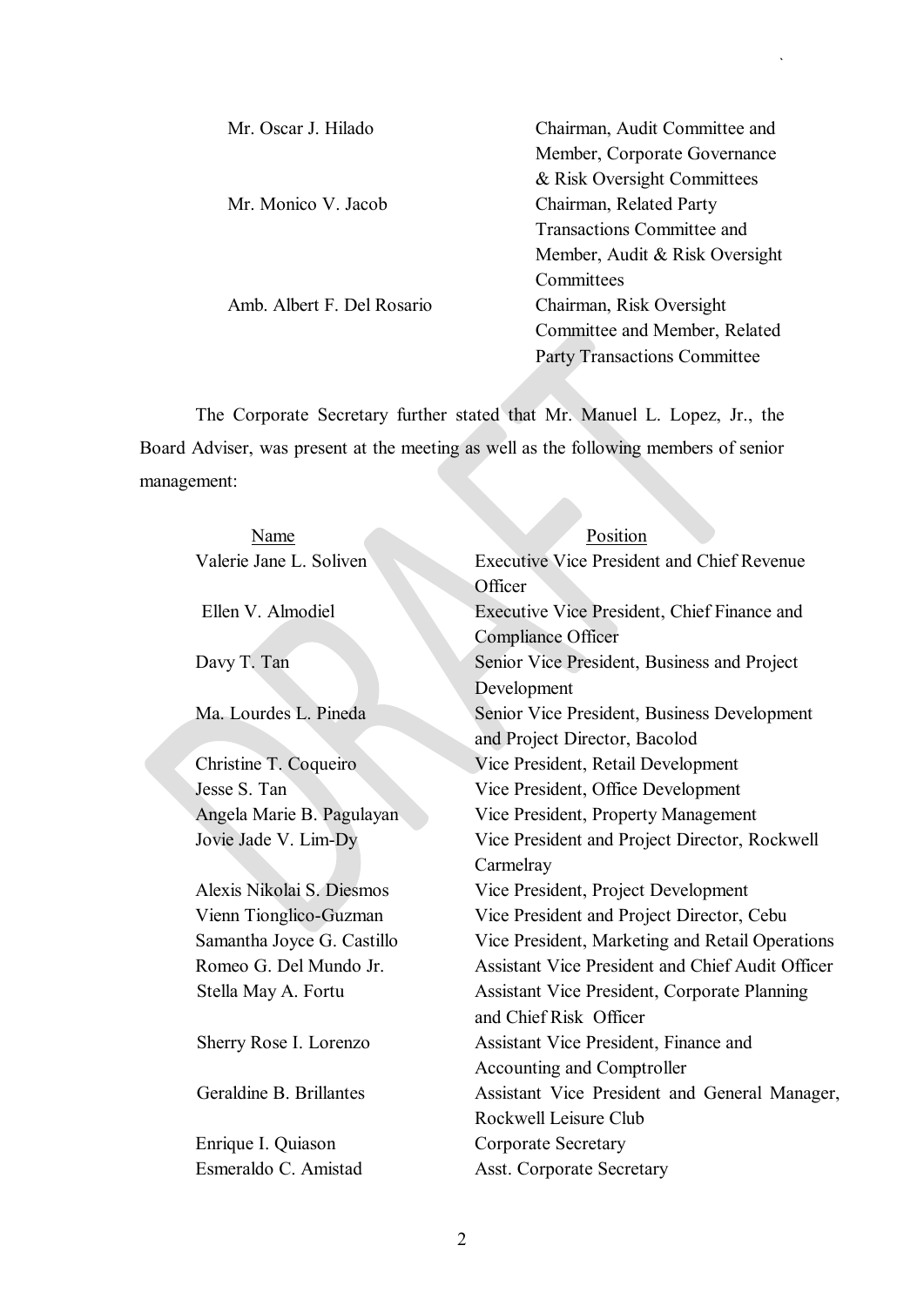| | |
|---|---|
| Mr. Oscar J. Hilado | Chairman, Audit Committee and Member, Corporate Governance & Risk Oversight Committees |
| Mr. Monico V. Jacob | Chairman, Related Party Transactions Committee and Member, Audit & Risk Oversight Committees |
| Amb. Albert F. Del Rosario | Chairman, Risk Oversight Committee and Member, Related Party Transactions Committee |

The Corporate Secretary further stated that Mr. Manuel L. Lopez, Jr., the Board Adviser, was present at the meeting as well as the following members of senior management:

| Name | Position |
|---|---|
| Valerie Jane L. Soliven | Executive Vice President and Chief Revenue Officer |
| Ellen V. Almodiel | Executive Vice President, Chief Finance and Compliance Officer |
| Davy T. Tan | Senior Vice President, Business and Project Development |
| Ma. Lourdes L. Pineda | Senior Vice President, Business Development and Project Director, Bacolod |
| Christine T. Coqueiro | Vice President, Retail Development |
| Jesse S. Tan | Vice President, Office Development |
| Angela Marie B. Pagulayan | Vice President, Property Management |
| Jovie Jade V. Lim-Dy | Vice President and Project Director, Rockwell Carmelray |
| Alexis Nikolai S. Diesmos | Vice President, Project Development |
| Vienn Tionglico-Guzman | Vice President and Project Director, Cebu |
| Samantha Joyce G. Castillo | Vice President, Marketing and Retail Operations |
| Romeo G. Del Mundo Jr. | Assistant Vice President and Chief Audit Officer |
| Stella May A. Fortu | Assistant Vice President, Corporate Planning and Chief Risk Officer |
| Sherry Rose I. Lorenzo | Assistant Vice President, Finance and Accounting and Comptroller |
| Geraldine B. Brillantes | Assistant Vice President and General Manager, Rockwell Leisure Club |
| Enrique I. Quiason | Corporate Secretary |
| Esmeraldo C. Amistad | Asst. Corporate Secretary |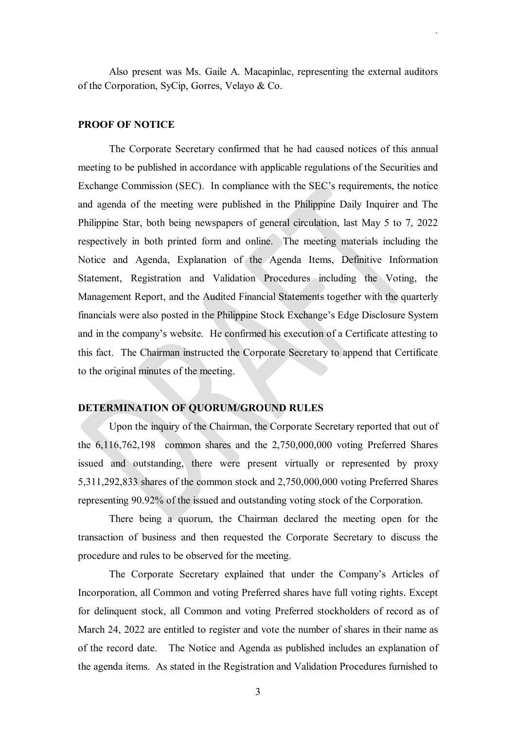Also present was Ms. Gaile A. Macapinlac, representing the external auditors of the Corporation, SyCip, Gorres, Velayo & Co.

**PROOF OF NOTICE**

The Corporate Secretary confirmed that he had caused notices of this annual meeting to be published in accordance with applicable regulations of the Securities and Exchange Commission (SEC). In compliance with the SEC's requirements, the notice and agenda of the meeting were published in the Philippine Daily Inquirer and The Philippine Star, both being newspapers of general circulation, last May 5 to 7, 2022 respectively in both printed form and online. The meeting materials including the Notice and Agenda, Explanation of the Agenda Items, Definitive Information Statement, Registration and Validation Procedures including the Voting, the Management Report, and the Audited Financial Statements together with the quarterly financials were also posted in the Philippine Stock Exchange's Edge Disclosure System and in the company's website. He confirmed his execution of a Certificate attesting to this fact. The Chairman instructed the Corporate Secretary to append that Certificate to the original minutes of the meeting.

**DETERMINATION OF QUORUM/GROUND RULES**

Upon the inquiry of the Chairman, the Corporate Secretary reported that out of the 6,116,762,198 common shares and the 2,750,000,000 voting Preferred Shares issued and outstanding, there were present virtually or represented by proxy 5,311,292,833 shares of the common stock and 2,750,000,000 voting Preferred Shares representing 90.92% of the issued and outstanding voting stock of the Corporation.

There being a quorum, the Chairman declared the meeting open for the transaction of business and then requested the Corporate Secretary to discuss the procedure and rules to be observed for the meeting.

The Corporate Secretary explained that under the Company's Articles of Incorporation, all Common and voting Preferred shares have full voting rights. Except for delinquent stock, all Common and voting Preferred stockholders of record as of March 24, 2022 are entitled to register and vote the number of shares in their name as of the record date. The Notice and Agenda as published includes an explanation of the agenda items. As stated in the Registration and Validation Procedures furnished to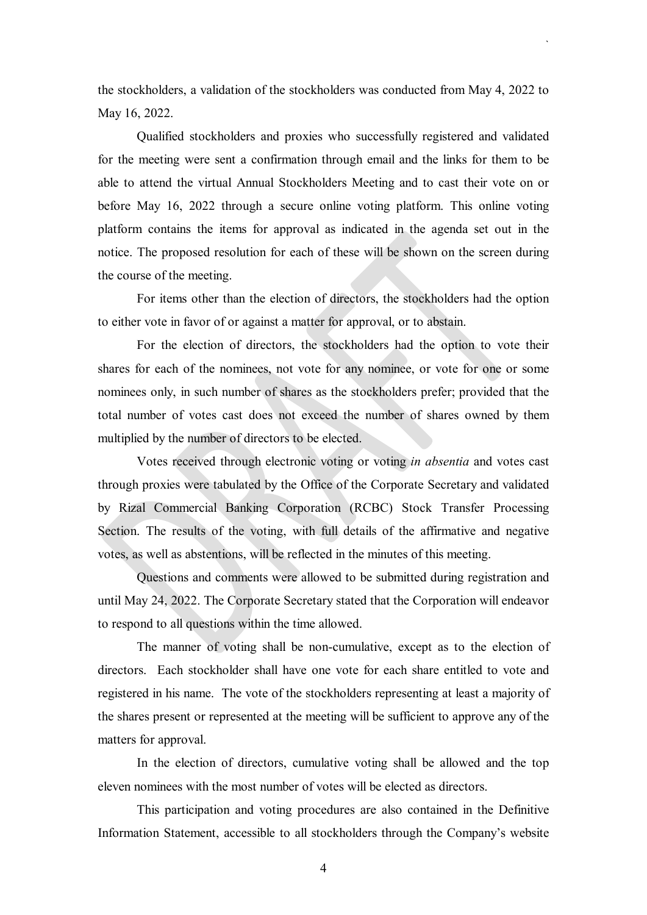the stockholders, a validation of the stockholders was conducted from May 4, 2022 to May 16, 2022.

Qualified stockholders and proxies who successfully registered and validated for the meeting were sent a confirmation through email and the links for them to be able to attend the virtual Annual Stockholders Meeting and to cast their vote on or before May 16, 2022 through a secure online voting platform. This online voting platform contains the items for approval as indicated in the agenda set out in the notice. The proposed resolution for each of these will be shown on the screen during the course of the meeting.

For items other than the election of directors, the stockholders had the option to either vote in favor of or against a matter for approval, or to abstain.

For the election of directors, the stockholders had the option to vote their shares for each of the nominees, not vote for any nominee, or vote for one or some nominees only, in such number of shares as the stockholders prefer; provided that the total number of votes cast does not exceed the number of shares owned by them multiplied by the number of directors to be elected.

Votes received through electronic voting or voting *in absentia* and votes cast through proxies were tabulated by the Office of the Corporate Secretary and validated by Rizal Commercial Banking Corporation (RCBC) Stock Transfer Processing Section. The results of the voting, with full details of the affirmative and negative votes, as well as abstentions, will be reflected in the minutes of this meeting.

Questions and comments were allowed to be submitted during registration and until May 24, 2022. The Corporate Secretary stated that the Corporation will endeavor to respond to all questions within the time allowed.

The manner of voting shall be non-cumulative, except as to the election of directors. Each stockholder shall have one vote for each share entitled to vote and registered in his name. The vote of the stockholders representing at least a majority of the shares present or represented at the meeting will be sufficient to approve any of the matters for approval.

In the election of directors, cumulative voting shall be allowed and the top eleven nominees with the most number of votes will be elected as directors.

This participation and voting procedures are also contained in the Definitive Information Statement, accessible to all stockholders through the Company's website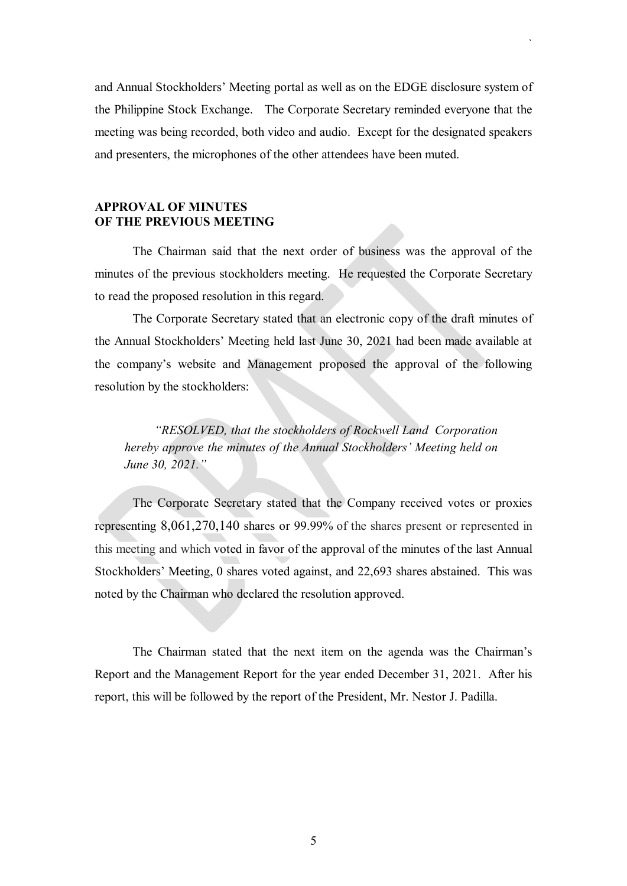and Annual Stockholders' Meeting portal as well as on the EDGE disclosure system of the Philippine Stock Exchange. The Corporate Secretary reminded everyone that the meeting was being recorded, both video and audio. Except for the designated speakers and presenters, the microphones of the other attendees have been muted.

**APPROVAL OF MINUTES OF THE PREVIOUS MEETING**

The Chairman said that the next order of business was the approval of the minutes of the previous stockholders meeting. He requested the Corporate Secretary to read the proposed resolution in this regard.

The Corporate Secretary stated that an electronic copy of the draft minutes of the Annual Stockholders' Meeting held last June 30, 2021 had been made available at the company's website and Management proposed the approval of the following resolution by the stockholders:

> *"RESOLVED, that the stockholders of Rockwell Land Corporation hereby approve the minutes of the Annual Stockholders' Meeting held on June 30, 2021."*

The Corporate Secretary stated that the Company received votes or proxies representing 8,061,270,140 shares or 99.99% of the shares present or represented in this meeting and which voted in favor of the approval of the minutes of the last Annual Stockholders' Meeting, 0 shares voted against, and 22,693 shares abstained. This was noted by the Chairman who declared the resolution approved.

The Chairman stated that the next item on the agenda was the Chairman's Report and the Management Report for the year ended December 31, 2021. After his report, this will be followed by the report of the President, Mr. Nestor J. Padilla.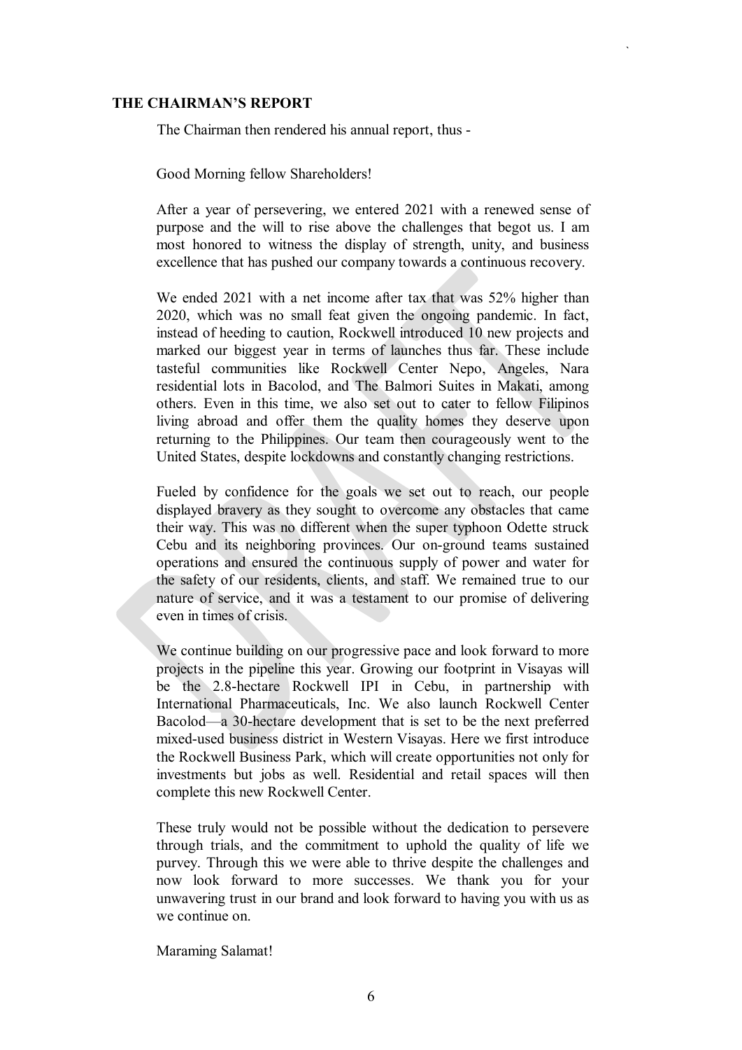## THE CHAIRMAN'S REPORT

The Chairman then rendered his annual report, thus -

Good Morning fellow Shareholders!

After a year of persevering, we entered 2021 with a renewed sense of purpose and the will to rise above the challenges that begot us. I am most honored to witness the display of strength, unity, and business excellence that has pushed our company towards a continuous recovery.

We ended 2021 with a net income after tax that was 52% higher than 2020, which was no small feat given the ongoing pandemic. In fact, instead of heeding to caution, Rockwell introduced 10 new projects and marked our biggest year in terms of launches thus far. These include tasteful communities like Rockwell Center Nepo, Angeles, Nara residential lots in Bacolod, and The Balmori Suites in Makati, among others. Even in this time, we also set out to cater to fellow Filipinos living abroad and offer them the quality homes they deserve upon returning to the Philippines. Our team then courageously went to the United States, despite lockdowns and constantly changing restrictions.

Fueled by confidence for the goals we set out to reach, our people displayed bravery as they sought to overcome any obstacles that came their way. This was no different when the super typhoon Odette struck Cebu and its neighboring provinces. Our on-ground teams sustained operations and ensured the continuous supply of power and water for the safety of our residents, clients, and staff. We remained true to our nature of service, and it was a testament to our promise of delivering even in times of crisis.

We continue building on our progressive pace and look forward to more projects in the pipeline this year. Growing our footprint in Visayas will be the 2.8-hectare Rockwell IPI in Cebu, in partnership with International Pharmaceuticals, Inc. We also launch Rockwell Center Bacolod—a 30-hectare development that is set to be the next preferred mixed-used business district in Western Visayas. Here we first introduce the Rockwell Business Park, which will create opportunities not only for investments but jobs as well. Residential and retail spaces will then complete this new Rockwell Center.

These truly would not be possible without the dedication to persevere through trials, and the commitment to uphold the quality of life we purvey. Through this we were able to thrive despite the challenges and now look forward to more successes. We thank you for your unwavering trust in our brand and look forward to having you with us as we continue on.

Maraming Salamat!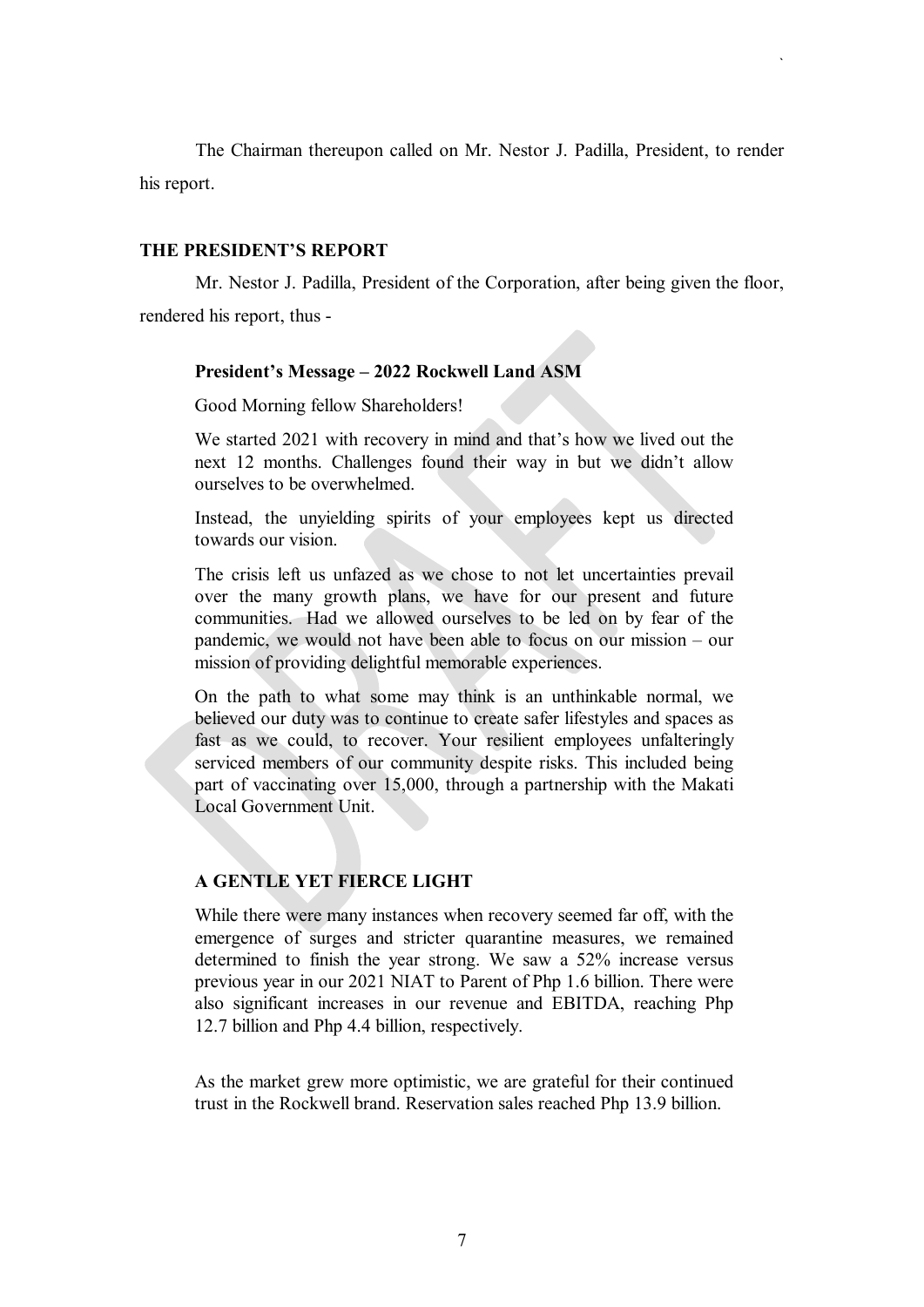The Chairman thereupon called on Mr. Nestor J. Padilla, President, to render his report.

**THE PRESIDENT'S REPORT**

Mr. Nestor J. Padilla, President of the Corporation, after being given the floor, rendered his report, thus -

> **President's Message – 2022 Rockwell Land ASM**
>
> Good Morning fellow Shareholders!
>
> We started 2021 with recovery in mind and that's how we lived out the next 12 months. Challenges found their way in but we didn't allow ourselves to be overwhelmed.
>
> Instead, the unyielding spirits of your employees kept us directed towards our vision.
>
> The crisis left us unfazed as we chose to not let uncertainties prevail over the many growth plans, we have for our present and future communities. Had we allowed ourselves to be led on by fear of the pandemic, we would not have been able to focus on our mission – our mission of providing delightful memorable experiences.
>
> On the path to what some may think is an unthinkable normal, we believed our duty was to continue to create safer lifestyles and spaces as fast as we could, to recover. Your resilient employees unfalteringly serviced members of our community despite risks. This included being part of vaccinating over 15,000, through a partnership with the Makati Local Government Unit.
>
> **A GENTLE YET FIERCE LIGHT**
>
> While there were many instances when recovery seemed far off, with the emergence of surges and stricter quarantine measures, we remained determined to finish the year strong. We saw a 52% increase versus previous year in our 2021 NIAT to Parent of Php 1.6 billion. There were also significant increases in our revenue and EBITDA, reaching Php 12.7 billion and Php 4.4 billion, respectively.
>
> As the market grew more optimistic, we are grateful for their continued trust in the Rockwell brand. Reservation sales reached Php 13.9 billion.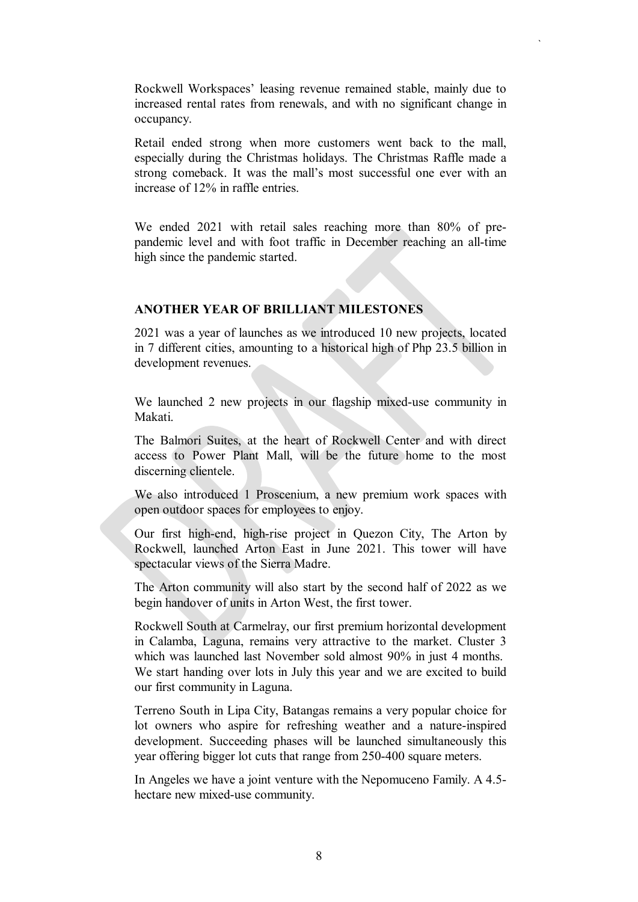Rockwell Workspaces' leasing revenue remained stable, mainly due to increased rental rates from renewals, and with no significant change in occupancy.

Retail ended strong when more customers went back to the mall, especially during the Christmas holidays. The Christmas Raffle made a strong comeback. It was the mall's most successful one ever with an increase of 12% in raffle entries.

We ended 2021 with retail sales reaching more than 80% of pre-pandemic level and with foot traffic in December reaching an all-time high since the pandemic started.

## ANOTHER YEAR OF BRILLIANT MILESTONES

2021 was a year of launches as we introduced 10 new projects, located in 7 different cities, amounting to a historical high of Php 23.5 billion in development revenues.

We launched 2 new projects in our flagship mixed-use community in Makati.

The Balmori Suites, at the heart of Rockwell Center and with direct access to Power Plant Mall, will be the future home to the most discerning clientele.

We also introduced 1 Proscenium, a new premium work spaces with open outdoor spaces for employees to enjoy.

Our first high-end, high-rise project in Quezon City, The Arton by Rockwell, launched Arton East in June 2021. This tower will have spectacular views of the Sierra Madre.

The Arton community will also start by the second half of 2022 as we begin handover of units in Arton West, the first tower.

Rockwell South at Carmelray, our first premium horizontal development in Calamba, Laguna, remains very attractive to the market. Cluster 3 which was launched last November sold almost 90% in just 4 months. We start handing over lots in July this year and we are excited to build our first community in Laguna.

Terreno South in Lipa City, Batangas remains a very popular choice for lot owners who aspire for refreshing weather and a nature-inspired development. Succeeding phases will be launched simultaneously this year offering bigger lot cuts that range from 250-400 square meters.

In Angeles we have a joint venture with the Nepomuceno Family. A 4.5-hectare new mixed-use community.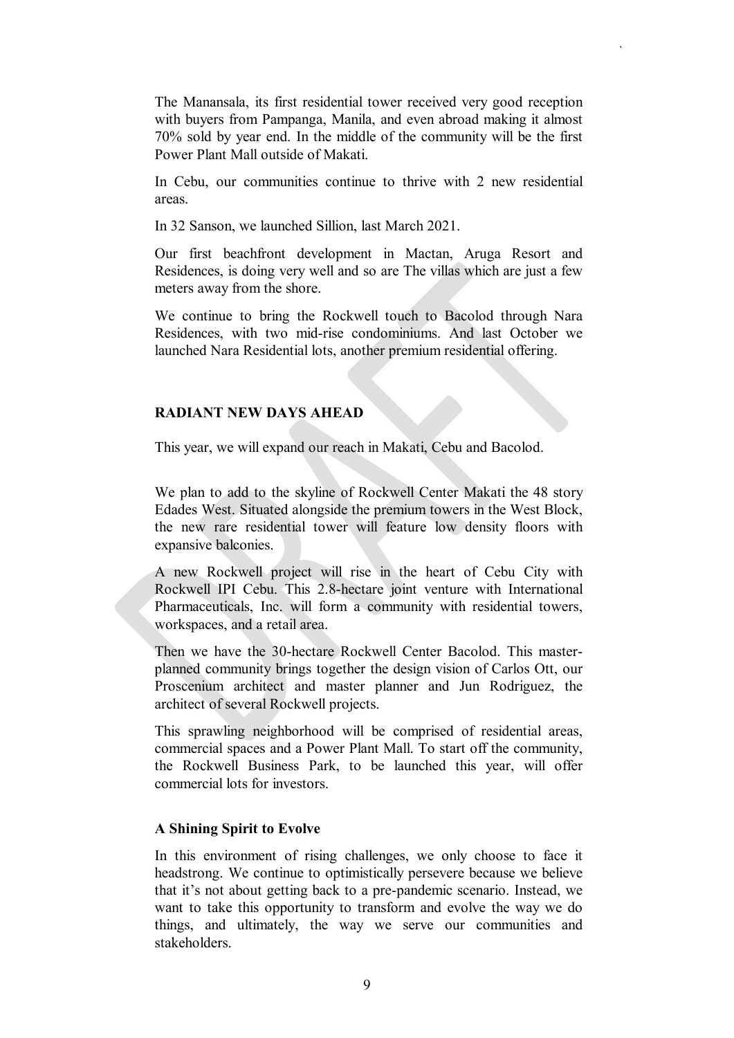The Manansala, its first residential tower received very good reception with buyers from Pampanga, Manila, and even abroad making it almost 70% sold by year end. In the middle of the community will be the first Power Plant Mall outside of Makati.

In Cebu, our communities continue to thrive with 2 new residential areas.

In 32 Sanson, we launched Sillion, last March 2021.

Our first beachfront development in Mactan, Aruga Resort and Residences, is doing very well and so are The villas which are just a few meters away from the shore.

We continue to bring the Rockwell touch to Bacolod through Nara Residences, with two mid-rise condominiums. And last October we launched Nara Residential lots, another premium residential offering.

## RADIANT NEW DAYS AHEAD

This year, we will expand our reach in Makati, Cebu and Bacolod.

We plan to add to the skyline of Rockwell Center Makati the 48 story Edades West. Situated alongside the premium towers in the West Block, the new rare residential tower will feature low density floors with expansive balconies.

A new Rockwell project will rise in the heart of Cebu City with Rockwell IPI Cebu. This 2.8-hectare joint venture with International Pharmaceuticals, Inc. will form a community with residential towers, workspaces, and a retail area.

Then we have the 30-hectare Rockwell Center Bacolod. This master-planned community brings together the design vision of Carlos Ott, our Proscenium architect and master planner and Jun Rodriguez, the architect of several Rockwell projects.

This sprawling neighborhood will be comprised of residential areas, commercial spaces and a Power Plant Mall. To start off the community, the Rockwell Business Park, to be launched this year, will offer commercial lots for investors.

### A Shining Spirit to Evolve

In this environment of rising challenges, we only choose to face it headstrong. We continue to optimistically persevere because we believe that it's not about getting back to a pre-pandemic scenario. Instead, we want to take this opportunity to transform and evolve the way we do things, and ultimately, the way we serve our communities and stakeholders.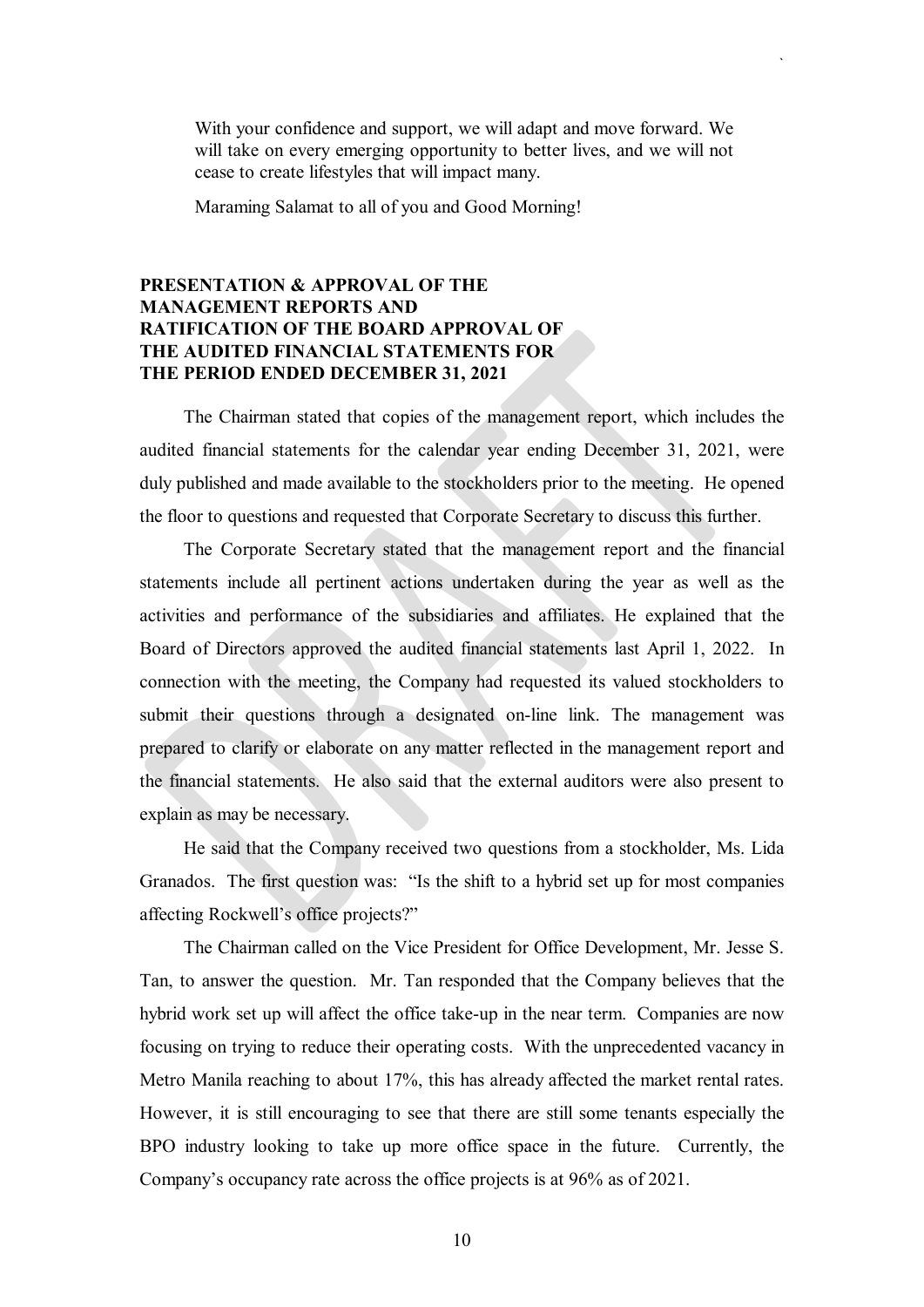With your confidence and support, we will adapt and move forward. We will take on every emerging opportunity to better lives, and we will not cease to create lifestyles that will impact many.

Maraming Salamat to all of you and Good Morning!

**PRESENTATION & APPROVAL OF THE MANAGEMENT REPORTS AND RATIFICATION OF THE BOARD APPROVAL OF THE AUDITED FINANCIAL STATEMENTS FOR THE PERIOD ENDED DECEMBER 31, 2021**

The Chairman stated that copies of the management report, which includes the audited financial statements for the calendar year ending December 31, 2021, were duly published and made available to the stockholders prior to the meeting. He opened the floor to questions and requested that Corporate Secretary to discuss this further.

The Corporate Secretary stated that the management report and the financial statements include all pertinent actions undertaken during the year as well as the activities and performance of the subsidiaries and affiliates. He explained that the Board of Directors approved the audited financial statements last April 1, 2022. In connection with the meeting, the Company had requested its valued stockholders to submit their questions through a designated on-line link. The management was prepared to clarify or elaborate on any matter reflected in the management report and the financial statements. He also said that the external auditors were also present to explain as may be necessary.

He said that the Company received two questions from a stockholder, Ms. Lida Granados. The first question was: "Is the shift to a hybrid set up for most companies affecting Rockwell's office projects?"

The Chairman called on the Vice President for Office Development, Mr. Jesse S. Tan, to answer the question. Mr. Tan responded that the Company believes that the hybrid work set up will affect the office take-up in the near term. Companies are now focusing on trying to reduce their operating costs. With the unprecedented vacancy in Metro Manila reaching to about 17%, this has already affected the market rental rates. However, it is still encouraging to see that there are still some tenants especially the BPO industry looking to take up more office space in the future. Currently, the Company's occupancy rate across the office projects is at 96% as of 2021.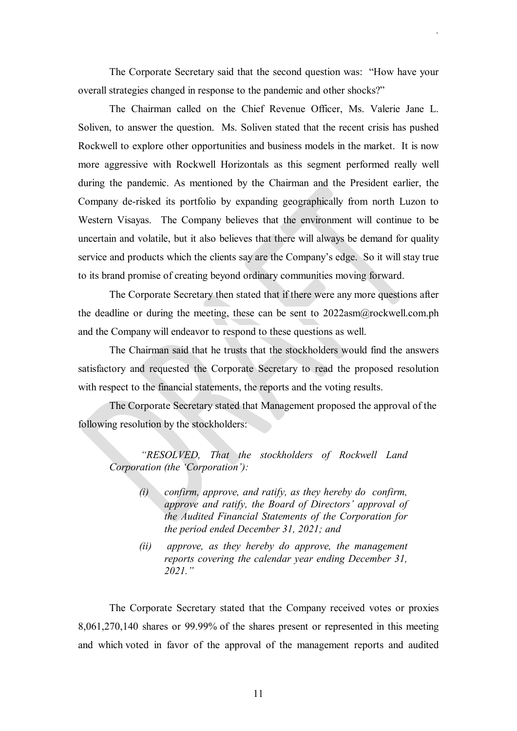The Corporate Secretary said that the second question was: "How have your overall strategies changed in response to the pandemic and other shocks?"

The Chairman called on the Chief Revenue Officer, Ms. Valerie Jane L. Soliven, to answer the question. Ms. Soliven stated that the recent crisis has pushed Rockwell to explore other opportunities and business models in the market. It is now more aggressive with Rockwell Horizontals as this segment performed really well during the pandemic. As mentioned by the Chairman and the President earlier, the Company de-risked its portfolio by expanding geographically from north Luzon to Western Visayas. The Company believes that the environment will continue to be uncertain and volatile, but it also believes that there will always be demand for quality service and products which the clients say are the Company's edge. So it will stay true to its brand promise of creating beyond ordinary communities moving forward.

The Corporate Secretary then stated that if there were any more questions after the deadline or during the meeting, these can be sent to 2022asm@rockwell.com.ph and the Company will endeavor to respond to these questions as well.

The Chairman said that he trusts that the stockholders would find the answers satisfactory and requested the Corporate Secretary to read the proposed resolution with respect to the financial statements, the reports and the voting results.

The Corporate Secretary stated that Management proposed the approval of the following resolution by the stockholders:

> *"RESOLVED, That the stockholders of Rockwell Land Corporation (the 'Corporation'):*
>
> *(i) confirm, approve, and ratify, as they hereby do confirm, approve and ratify, the Board of Directors' approval of the Audited Financial Statements of the Corporation for the period ended December 31, 2021; and*
>
> *(ii) approve, as they hereby do approve, the management reports covering the calendar year ending December 31, 2021."*

The Corporate Secretary stated that the Company received votes or proxies 8,061,270,140 shares or 99.99% of the shares present or represented in this meeting and which voted in favor of the approval of the management reports and audited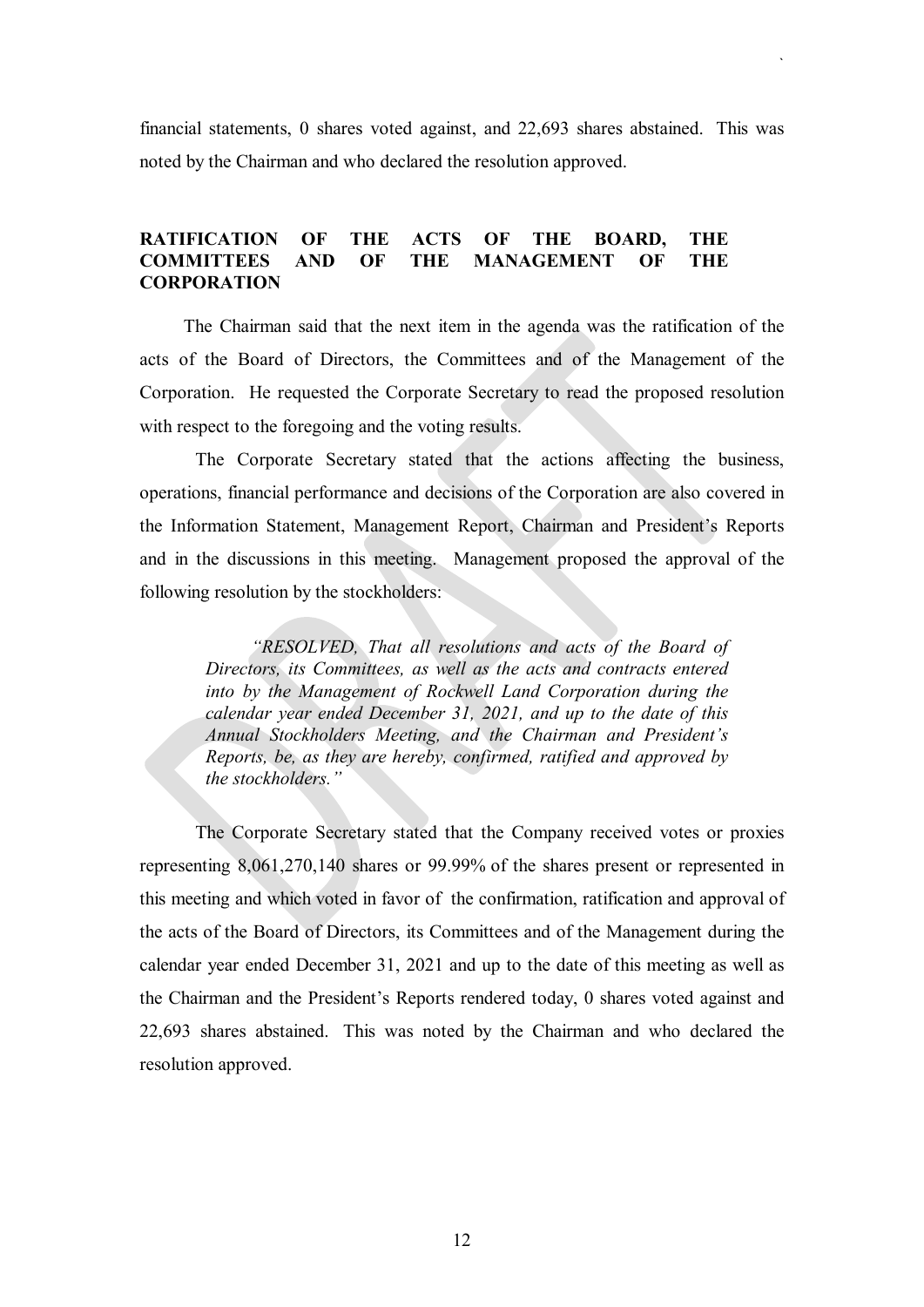financial statements, 0 shares voted against, and 22,693 shares abstained. This was noted by the Chairman and who declared the resolution approved.

## RATIFICATION OF THE ACTS OF THE BOARD, THE COMMITTEES AND OF THE MANAGEMENT OF THE CORPORATION

The Chairman said that the next item in the agenda was the ratification of the acts of the Board of Directors, the Committees and of the Management of the Corporation. He requested the Corporate Secretary to read the proposed resolution with respect to the foregoing and the voting results.

The Corporate Secretary stated that the actions affecting the business, operations, financial performance and decisions of the Corporation are also covered in the Information Statement, Management Report, Chairman and President's Reports and in the discussions in this meeting. Management proposed the approval of the following resolution by the stockholders:

> *"RESOLVED, That all resolutions and acts of the Board of Directors, its Committees, as well as the acts and contracts entered into by the Management of Rockwell Land Corporation during the calendar year ended December 31, 2021, and up to the date of this Annual Stockholders Meeting, and the Chairman and President's Reports, be, as they are hereby, confirmed, ratified and approved by the stockholders."*

The Corporate Secretary stated that the Company received votes or proxies representing 8,061,270,140 shares or 99.99% of the shares present or represented in this meeting and which voted in favor of the confirmation, ratification and approval of the acts of the Board of Directors, its Committees and of the Management during the calendar year ended December 31, 2021 and up to the date of this meeting as well as the Chairman and the President's Reports rendered today, 0 shares voted against and 22,693 shares abstained. This was noted by the Chairman and who declared the resolution approved.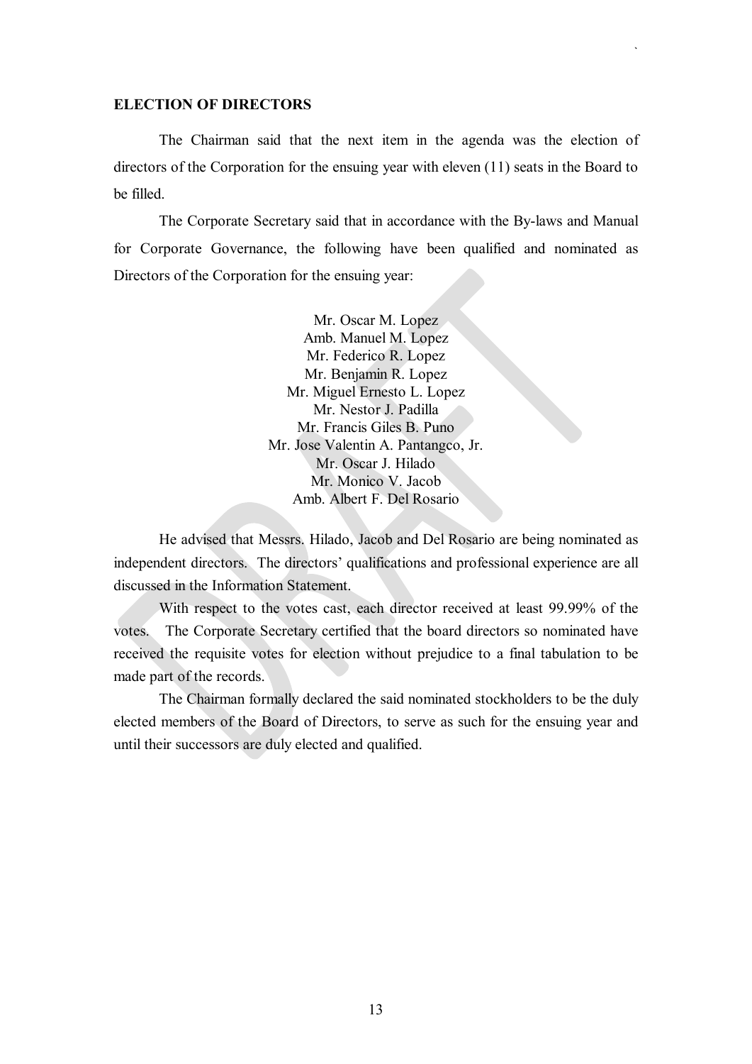**ELECTION OF DIRECTORS**

The Chairman said that the next item in the agenda was the election of directors of the Corporation for the ensuing year with eleven (11) seats in the Board to be filled.

The Corporate Secretary said that in accordance with the By-laws and Manual for Corporate Governance, the following have been qualified and nominated as Directors of the Corporation for the ensuing year:

Mr. Oscar M. Lopez
Amb. Manuel M. Lopez
Mr. Federico R. Lopez
Mr. Benjamin R. Lopez
Mr. Miguel Ernesto L. Lopez
Mr. Nestor J. Padilla
Mr. Francis Giles B. Puno
Mr. Jose Valentin A. Pantangco, Jr.
Mr. Oscar J. Hilado
Mr. Monico V. Jacob
Amb. Albert F. Del Rosario

He advised that Messrs. Hilado, Jacob and Del Rosario are being nominated as independent directors. The directors' qualifications and professional experience are all discussed in the Information Statement.

With respect to the votes cast, each director received at least 99.99% of the votes. The Corporate Secretary certified that the board directors so nominated have received the requisite votes for election without prejudice to a final tabulation to be made part of the records.

The Chairman formally declared the said nominated stockholders to be the duly elected members of the Board of Directors, to serve as such for the ensuing year and until their successors are duly elected and qualified.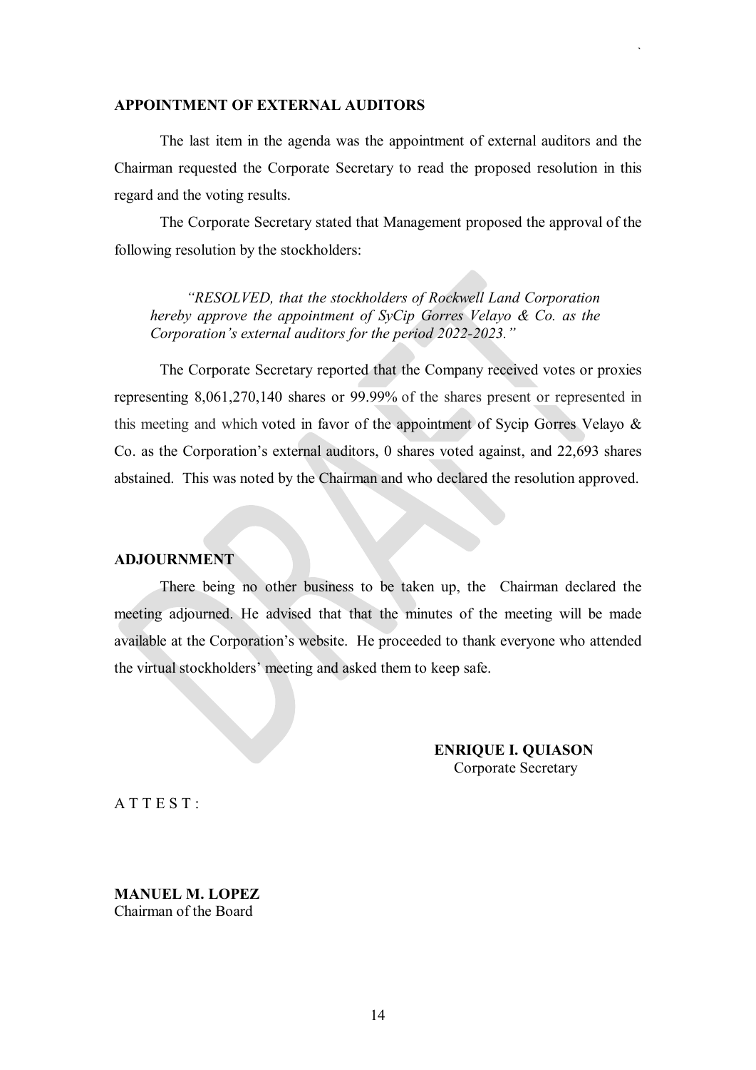## APPOINTMENT OF EXTERNAL AUDITORS

The last item in the agenda was the appointment of external auditors and the Chairman requested the Corporate Secretary to read the proposed resolution in this regard and the voting results.

The Corporate Secretary stated that Management proposed the approval of the following resolution by the stockholders:

> *"RESOLVED, that the stockholders of Rockwell Land Corporation hereby approve the appointment of SyCip Gorres Velayo & Co. as the Corporation's external auditors for the period 2022-2023."*

The Corporate Secretary reported that the Company received votes or proxies representing 8,061,270,140 shares or 99.99% of the shares present or represented in this meeting and which voted in favor of the appointment of Sycip Gorres Velayo & Co. as the Corporation's external auditors, 0 shares voted against, and 22,693 shares abstained. This was noted by the Chairman and who declared the resolution approved.

## ADJOURNMENT

There being no other business to be taken up, the Chairman declared the meeting adjourned. He advised that that the minutes of the meeting will be made available at the Corporation's website. He proceeded to thank everyone who attended the virtual stockholders' meeting and asked them to keep safe.

**ENRIQUE I. QUIASON**
Corporate Secretary

A T T E S T :

**MANUEL M. LOPEZ**
Chairman of the Board